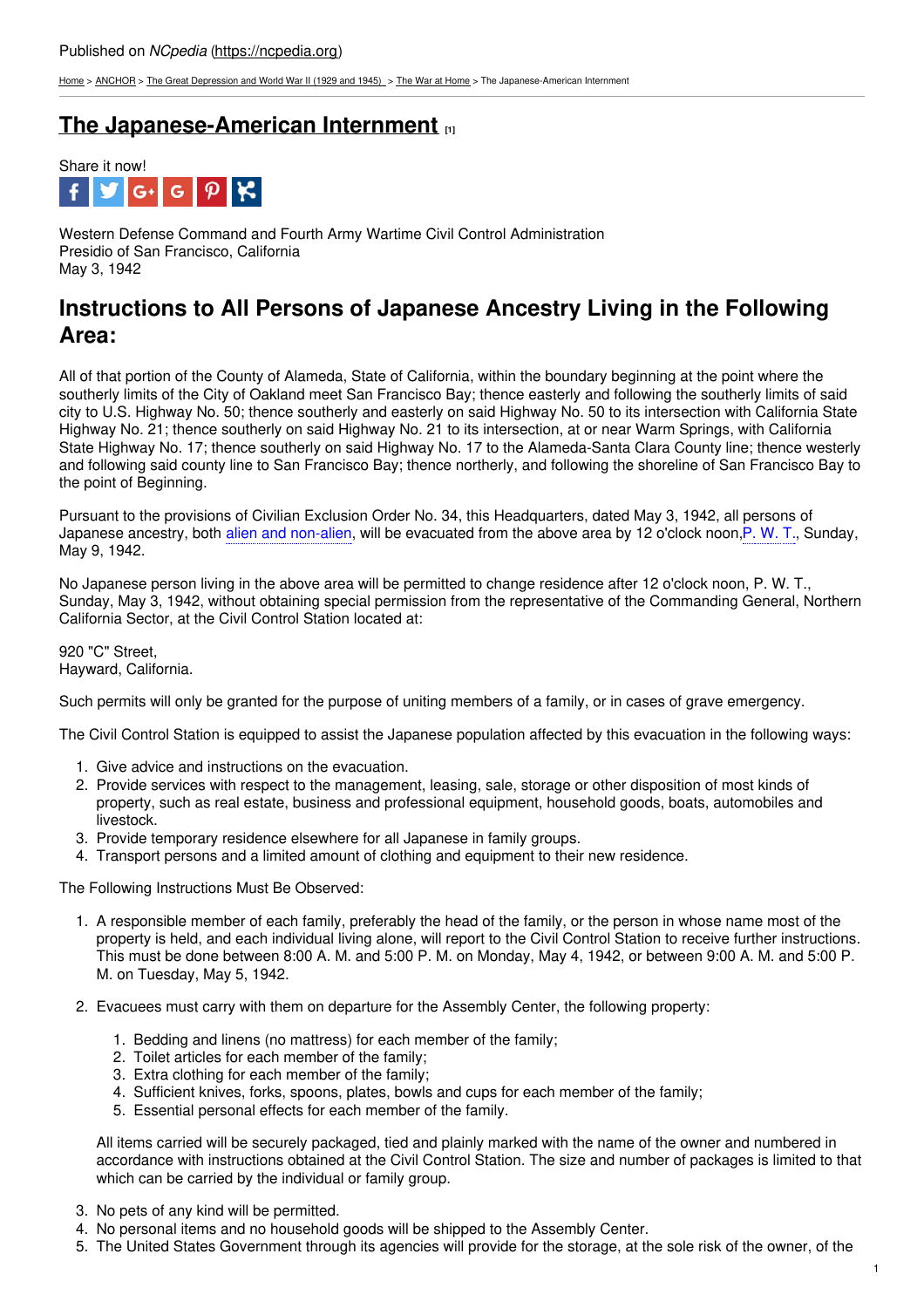Published on *NCpedia* (https://ncpedia.org)

Home > ANCHOR > The Great Depression and World War II (1929 and 1945) > The War at Home > The Japanese-American Internment

# The Japanese-American Internment [1]

Share it now!

Western Defense Command and Fourth Army Wartime Civil Control Administration
Presidio of San Francisco, California
May 3, 1942

## Instructions to All Persons of Japanese Ancestry Living in the Following Area:

All of that portion of the County of Alameda, State of California, within the boundary beginning at the point where the southerly limits of the City of Oakland meet San Francisco Bay; thence easterly and following the southerly limits of said city to U.S. Highway No. 50; thence southerly and easterly on said Highway No. 50 to its intersection with California State Highway No. 21; thence southerly on said Highway No. 21 to its intersection, at or near Warm Springs, with California State Highway No. 17; thence southerly on said Highway No. 17 to the Alameda-Santa Clara County line; thence westerly and following said county line to San Francisco Bay; thence northerly, and following the shoreline of San Francisco Bay to the point of Beginning.

Pursuant to the provisions of Civilian Exclusion Order No. 34, this Headquarters, dated May 3, 1942, all persons of Japanese ancestry, both alien and non-alien, will be evacuated from the above area by 12 o'clock noon,P. W. T., Sunday, May 9, 1942.

No Japanese person living in the above area will be permitted to change residence after 12 o'clock noon, P. W. T., Sunday, May 3, 1942, without obtaining special permission from the representative of the Commanding General, Northern California Sector, at the Civil Control Station located at:

920 "C" Street,
Hayward, California.

Such permits will only be granted for the purpose of uniting members of a family, or in cases of grave emergency.

The Civil Control Station is equipped to assist the Japanese population affected by this evacuation in the following ways:

1. Give advice and instructions on the evacuation.
2. Provide services with respect to the management, leasing, sale, storage or other disposition of most kinds of property, such as real estate, business and professional equipment, household goods, boats, automobiles and livestock.
3. Provide temporary residence elsewhere for all Japanese in family groups.
4. Transport persons and a limited amount of clothing and equipment to their new residence.

The Following Instructions Must Be Observed:

1. A responsible member of each family, preferably the head of the family, or the person in whose name most of the property is held, and each individual living alone, will report to the Civil Control Station to receive further instructions. This must be done between 8:00 A. M. and 5:00 P. M. on Monday, May 4, 1942, or between 9:00 A. M. and 5:00 P. M. on Tuesday, May 5, 1942.

2. Evacuees must carry with them on departure for the Assembly Center, the following property:

    1. Bedding and linens (no mattress) for each member of the family;
    2. Toilet articles for each member of the family;
    3. Extra clothing for each member of the family;
    4. Sufficient knives, forks, spoons, plates, bowls and cups for each member of the family;
    5. Essential personal effects for each member of the family.

    All items carried will be securely packaged, tied and plainly marked with the name of the owner and numbered in accordance with instructions obtained at the Civil Control Station. The size and number of packages is limited to that which can be carried by the individual or family group.

3. No pets of any kind will be permitted.
4. No personal items and no household goods will be shipped to the Assembly Center.
5. The United States Government through its agencies will provide for the storage, at the sole risk of the owner, of the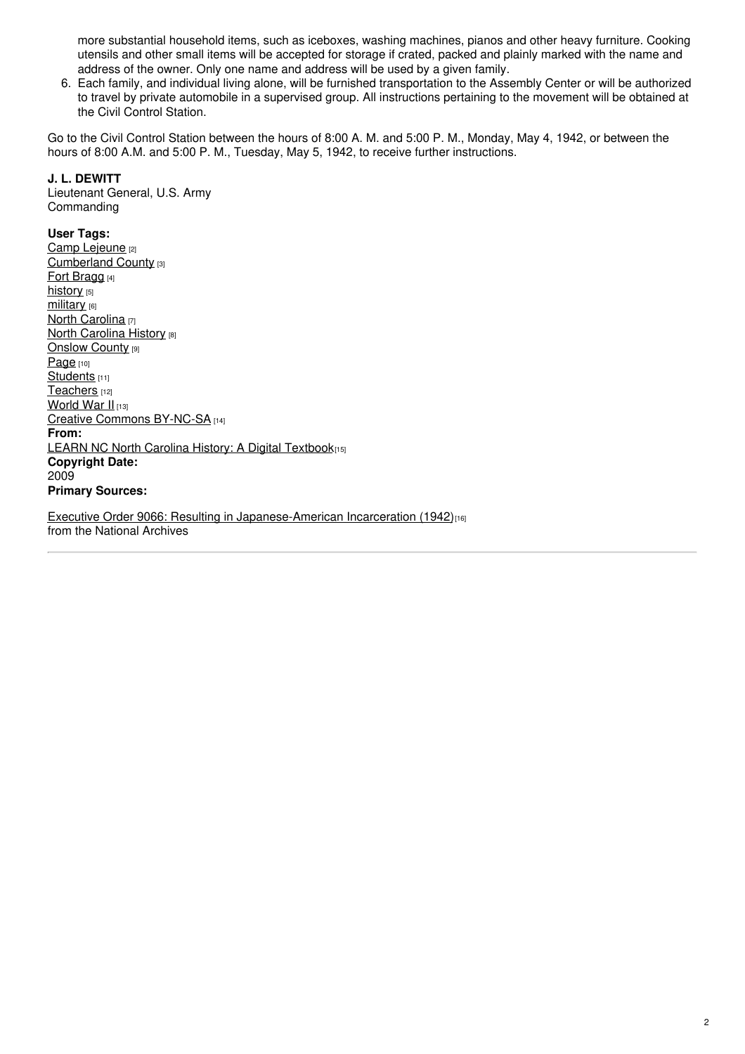more substantial household items, such as iceboxes, washing machines, pianos and other heavy furniture. Cooking utensils and other small items will be accepted for storage if crated, packed and plainly marked with the name and address of the owner. Only one name and address will be used by a given family.

6. Each family, and individual living alone, will be furnished transportation to the Assembly Center or will be authorized to travel by private automobile in a supervised group. All instructions pertaining to the movement will be obtained at the Civil Control Station.

Go to the Civil Control Station between the hours of 8:00 A. M. and 5:00 P. M., Monday, May 4, 1942, or between the hours of 8:00 A.M. and 5:00 P. M., Tuesday, May 5, 1942, to receive further instructions.

**J. L. DEWITT**
Lieutenant General, U.S. Army
Commanding

**User Tags:**
Camp Lejeune [2]
Cumberland County [3]
Fort Bragg [4]
history [5]
military [6]
North Carolina [7]
North Carolina History [8]
Onslow County [9]
Page [10]
Students [11]
Teachers [12]
World War II [13]
Creative Commons BY-NC-SA [14]
**From:**
LEARN NC North Carolina History: A Digital Textbook[15]
**Copyright Date:**
2009
**Primary Sources:**

Executive Order 9066: Resulting in Japanese-American Incarceration (1942)[16]
from the National Archives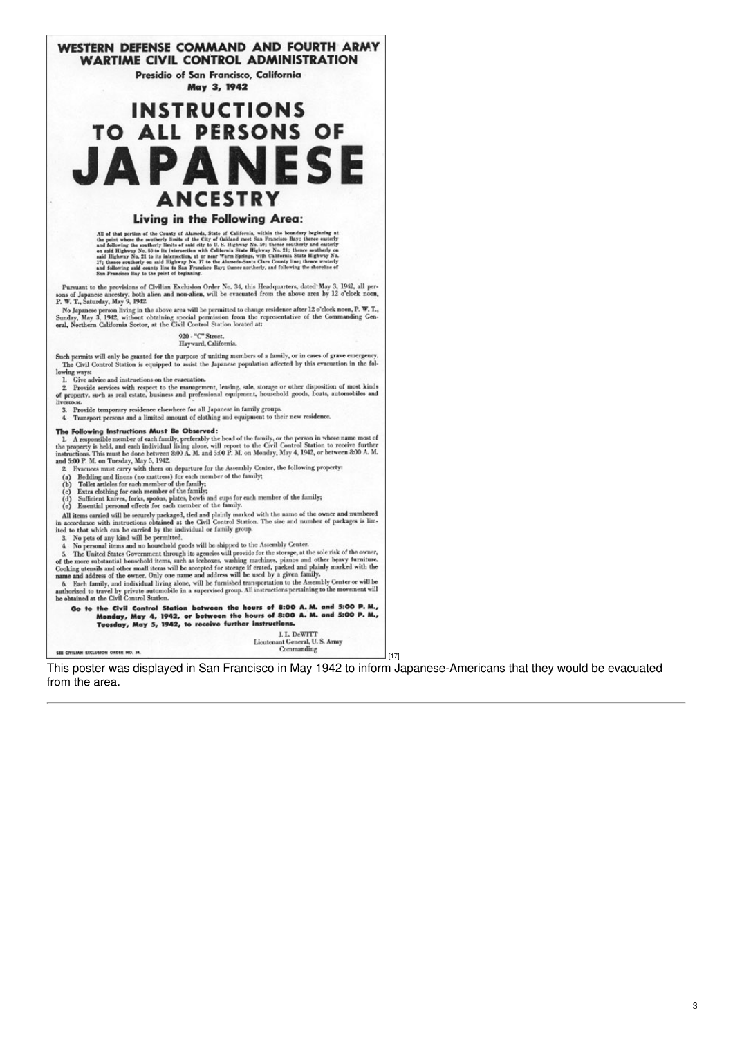**WESTERN DEFENSE COMMAND AND FOURTH ARMY**
**WARTIME CIVIL CONTROL ADMINISTRATION**

**Presidio of San Francisco, California**

**May 3, 1942**

# INSTRUCTIONS TO ALL PERSONS OF JAPANESE ANCESTRY

## Living in the Following Area:

All of that portion of the County of Alameda, State of California, within the boundary beginning at the point where the southerly limits of the City of Oakland meet San Francisco Bay; thence easterly and following the southerly limits of said city to U. S. Highway No. 50; thence southerly and easterly on said Highway No. 50 to its intersection with California State Highway No. 21; thence southerly on said Highway No. 21 to its intersection, at or near Warm Springs, with California State Highway No. 17; thence southerly on said Highway No. 17 to the Alameda-Santa Clara County line; thence westerly and following said county line to San Francisco Bay; thence northerly, and following the shoreline of San Francisco Bay to the point of beginning.

Pursuant to the provisions of Civilian Exclusion Order No. 34, this Headquarters, dated May 3, 1942, all persons of Japanese ancestry, both alien and non-alien, will be evacuated from the above area by 12 o'clock noon, P. W. T., Saturday, May 9, 1942.

No Japanese person living in the above area will be permitted to change residence after 12 o'clock noon, P. W. T., Sunday, May 3, 1942, without obtaining special permission from the representative of the Commanding General, Northern California Sector, at the Civil Control Station located at:

920 - "C" Street,
Hayward, California.

Such permits will only be granted for the purpose of uniting members of a family, or in cases of grave emergency.

The Civil Control Station is equipped to assist the Japanese population affected by this evacuation in the following ways:

1. Give advice and instructions on the evacuation.
2. Provide services with respect to the management, leasing, sale, storage or other disposition of most kinds of property, such as real estate, business and professional equipment, household goods, boats, automobiles and livestock.
3. Provide temporary residence elsewhere for all Japanese in family groups.
4. Transport persons and a limited amount of clothing and equipment to their new residence.

**The Following Instructions Must Be Observed:**

1. A responsible member of each family, preferably the head of the family, or the person in whose name most of the property is held, and each individual living alone, will report to the Civil Control Station to receive further instructions. This must be done between 8:00 A. M. and 5:00 P. M. on Monday, May 4, 1942, or between 8:00 A. M. and 5:00 P. M. on Tuesday, May 5, 1942.
2. Evacuees must carry with them on departure for the Assembly Center, the following property:
   - (a) Bedding and linens (no mattress) for each member of the family;
   - (b) Toilet articles for each member of the family;
   - (c) Extra clothing for each member of the family;
   - (d) Sufficient knives, forks, spoons, plates, bowls and cups for each member of the family;
   - (e) Essential personal effects for each member of the family.

   All items carried will be securely packaged, tied and plainly marked with the name of the owner and numbered in accordance with instructions obtained at the Civil Control Station. The size and number of packages is limited to that which can be carried by the individual or family group.
3. No pets of any kind will be permitted.
4. No personal items and no household goods will be shipped to the Assembly Center.
5. The United States Government through its agencies will provide for the storage, at the sole risk of the owner, of the more substantial household items, such as iceboxes, washing machines, pianos and other heavy furniture. Cooking utensils and other small items will be accepted for storage if crated, packed and plainly marked with the name and address of the owner. Only one name and address will be used by a given family.
6. Each family, and individual living alone, will be furnished transportation to the Assembly Center or will be authorized to travel by private automobile in a supervised group. All instructions pertaining to the movement will be obtained at the Civil Control Station.

**Go to the Civil Control Station between the hours of 8:00 A. M. and 5:00 P. M., Monday, May 4, 1942, or between the hours of 8:00 A. M. and 5:00 P. M., Tuesday, May 5, 1942, to receive further instructions.**

J. L. DeWITT
Lieutenant General, U. S. Army
Commanding

SEE CIVILIAN EXCLUSION ORDER NO. 34.

[17]

This poster was displayed in San Francisco in May 1942 to inform Japanese-Americans that they would be evacuated from the area.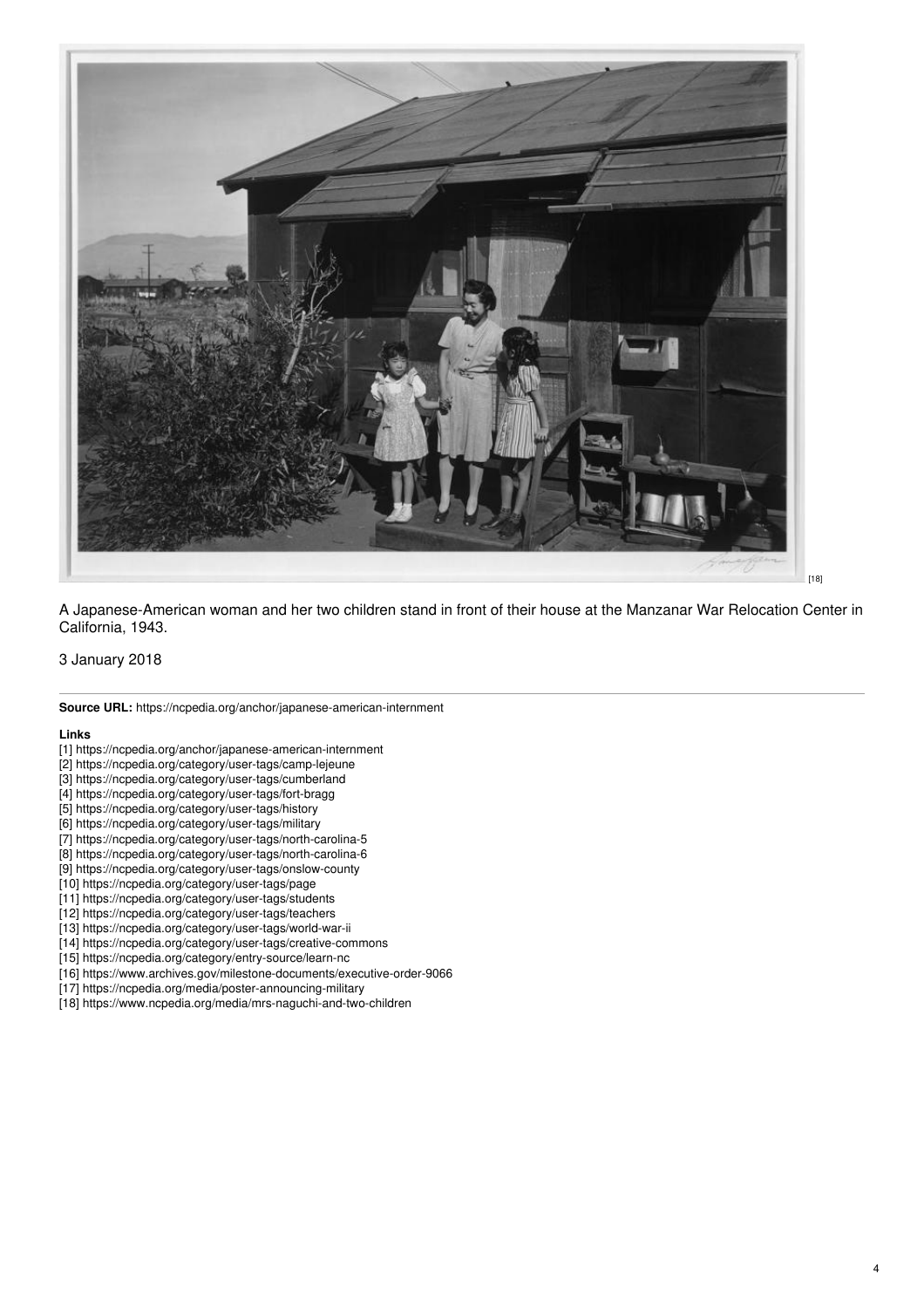[18]

A Japanese-American woman and her two children stand in front of their house at the Manzanar War Relocation Center in California, 1943.

3 January 2018

---

**Source URL:** https://ncpedia.org/anchor/japanese-american-internment

**Links**

[1] https://ncpedia.org/anchor/japanese-american-internment
[2] https://ncpedia.org/category/user-tags/camp-lejeune
[3] https://ncpedia.org/category/user-tags/cumberland
[4] https://ncpedia.org/category/user-tags/fort-bragg
[5] https://ncpedia.org/category/user-tags/history
[6] https://ncpedia.org/category/user-tags/military
[7] https://ncpedia.org/category/user-tags/north-carolina-5
[8] https://ncpedia.org/category/user-tags/north-carolina-6
[9] https://ncpedia.org/category/user-tags/onslow-county
[10] https://ncpedia.org/category/user-tags/page
[11] https://ncpedia.org/category/user-tags/students
[12] https://ncpedia.org/category/user-tags/teachers
[13] https://ncpedia.org/category/user-tags/world-war-ii
[14] https://ncpedia.org/category/user-tags/creative-commons
[15] https://ncpedia.org/category/entry-source/learn-nc
[16] https://www.archives.gov/milestone-documents/executive-order-9066
[17] https://ncpedia.org/media/poster-announcing-military
[18] https://www.ncpedia.org/media/mrs-naguchi-and-two-children